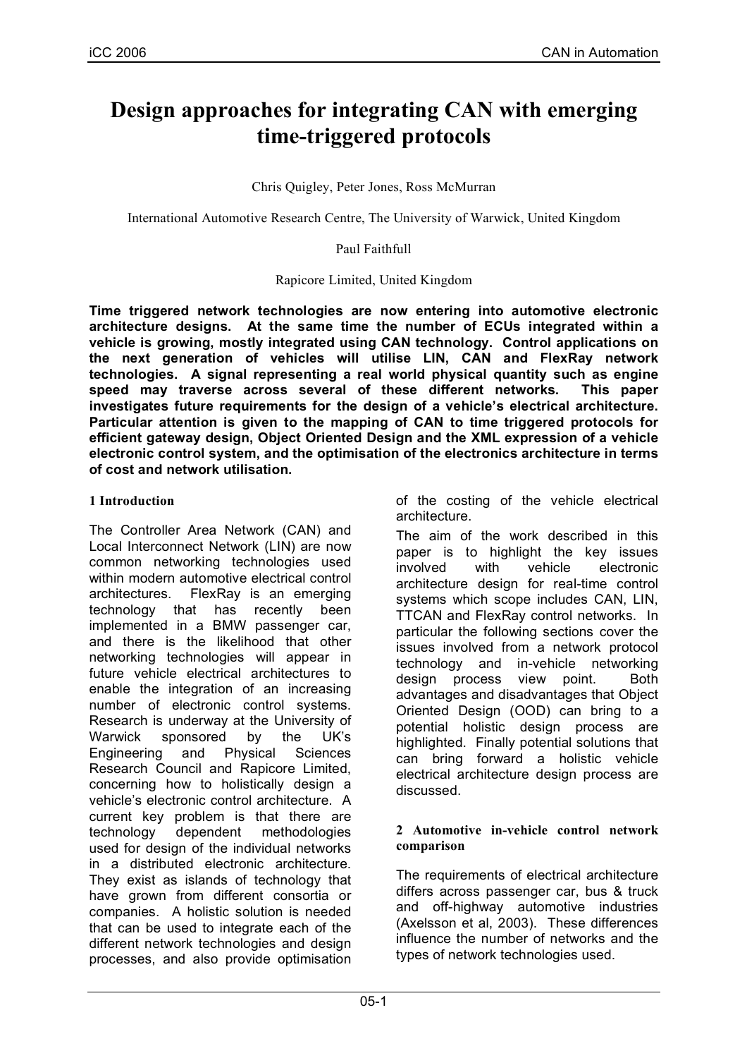# Design approaches for integrating CAN with emerging time-triggered protocols

Chris Quigley, Peter Jones, Ross McMurran

International Automotive Research Centre, The University of Warwick, United Kingdom

Paul Faithfull

Rapicore Limited, United Kingdom

**Time triggered network technologies are now entering into automotive electronic architecture designs. At the same time the number of ECUs integrated within a vehicle is growing, mostly integrated using CAN technology. Control applications on the next generation of vehicles will utilise LIN, CAN and FlexRay network technologies. A signal representing a real world physical quantity such as engine speed may traverse across several of these different networks. This paper investigates future requirements for the design of a vehicle's electrical architecture. Particular attention is given to the mapping of CAN to time triggered protocols for efficient gateway design, Object Oriented Design and the XML expression of a vehicle electronic control system, and the optimisation of the electronics architecture in terms of cost and network utilisation.**

## 1 Introduction

The Controller Area Network (CAN) and Local Interconnect Network (LIN) are now common networking technologies used within modern automotive electrical control architectures. FlexRay is an emerging technology that has recently been implemented in a BMW passenger car, and there is the likelihood that other networking technologies will appear in future vehicle electrical architectures to enable the integration of an increasing number of electronic control systems. Research is underway at the University of Warwick sponsored by the UK's Engineering and Physical Sciences Research Council and Rapicore Limited, concerning how to holistically design a vehicle's electronic control architecture. A current key problem is that there are technology dependent methodologies used for design of the individual networks in a distributed electronic architecture. They exist as islands of technology that have grown from different consortia or companies. A holistic solution is needed that can be used to integrate each of the different network technologies and design processes, and also provide optimisation of the costing of the vehicle electrical architecture.

The aim of the work described in this paper is to highlight the key issues involved with vehicle electronic architecture design for real-time control systems which scope includes CAN, LIN, TTCAN and FlexRay control networks. In particular the following sections cover the issues involved from a network protocol technology and in-vehicle networking design process view point. Both advantages and disadvantages that Object Oriented Design (OOD) can bring to a potential holistic design process are highlighted. Finally potential solutions that can bring forward a holistic vehicle electrical architecture design process are discussed.

## 2 Automotive in-vehicle control network comparison

The requirements of electrical architecture differs across passenger car, bus & truck and off-highway automotive industries (Axelsson et al, 2003). These differences influence the number of networks and the types of network technologies used.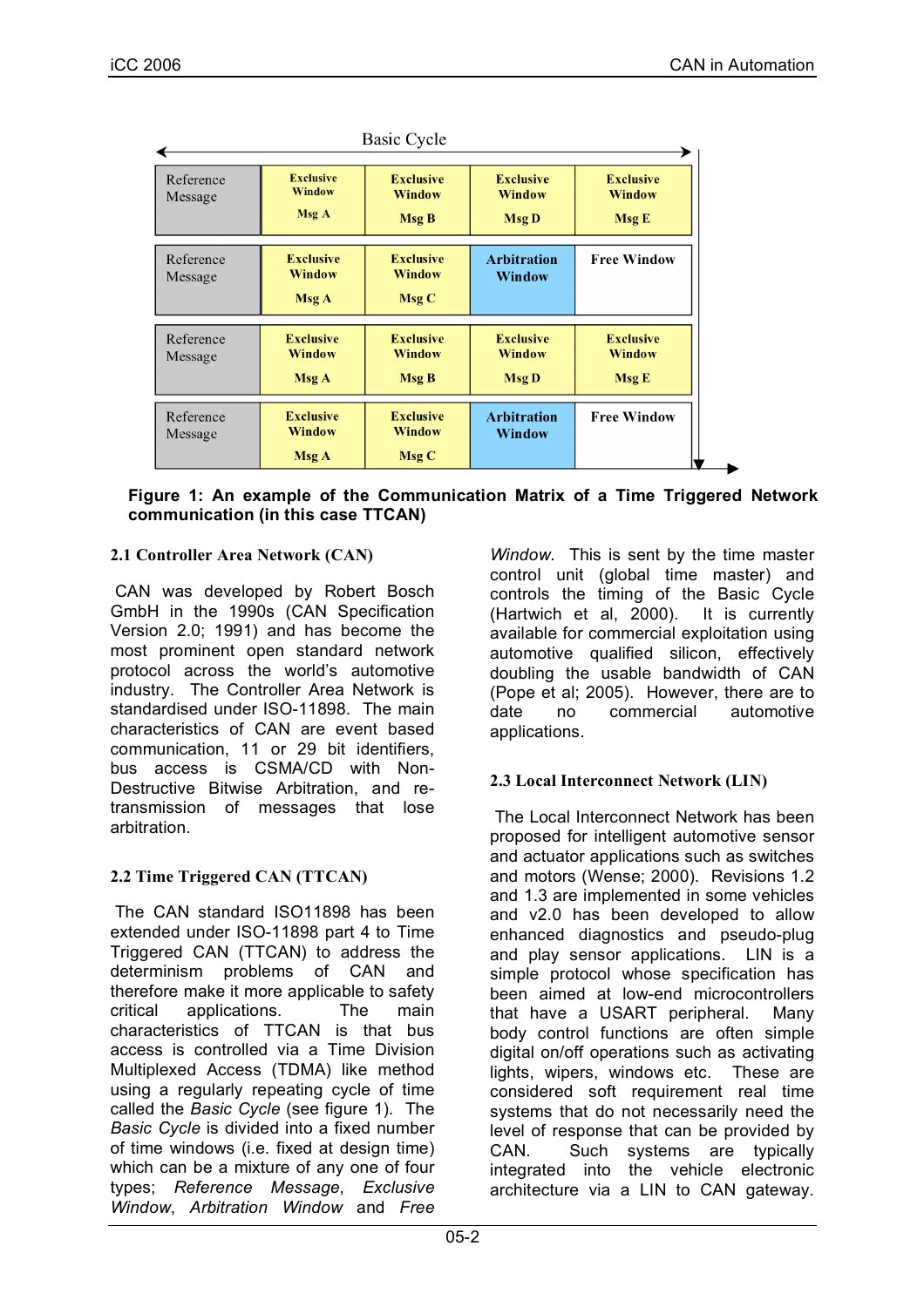| Basic Cycle | | | | |
|---|---|---|---|---|
| Reference Message | Exclusive Window Msg A | Exclusive Window Msg B | Exclusive Window Msg D | Exclusive Window Msg E |
| Reference Message | Exclusive Window Msg A | Exclusive Window Msg C | Arbitration Window | Free Window |
| Reference Message | Exclusive Window Msg A | Exclusive Window Msg B | Exclusive Window Msg D | Exclusive Window Msg E |
| Reference Message | Exclusive Window Msg A | Exclusive Window Msg C | Arbitration Window | Free Window |

**Figure 1: An example of the Communication Matrix of a Time Triggered Network communication (in this case TTCAN)**

### 2.1 Controller Area Network (CAN)

CAN was developed by Robert Bosch GmbH in the 1990s (CAN Specification Version 2.0; 1991) and has become the most prominent open standard network protocol across the world's automotive industry. The Controller Area Network is standardised under ISO-11898. The main characteristics of CAN are event based communication, 11 or 29 bit identifiers, bus access is CSMA/CD with Non-Destructive Bitwise Arbitration, and re-transmission of messages that lose arbitration.

### 2.2 Time Triggered CAN (TTCAN)

The CAN standard ISO11898 has been extended under ISO-11898 part 4 to Time Triggered CAN (TTCAN) to address the determinism problems of CAN and therefore make it more applicable to safety critical applications. The main characteristics of TTCAN is that bus access is controlled via a Time Division Multiplexed Access (TDMA) like method using a regularly repeating cycle of time called the *Basic Cycle* (see figure 1). The *Basic Cycle* is divided into a fixed number of time windows (i.e. fixed at design time) which can be a mixture of any one of four types; *Reference Message*, *Exclusive Window*, *Arbitration Window* and *Free Window*. This is sent by the time master control unit (global time master) and controls the timing of the Basic Cycle (Hartwich et al, 2000). It is currently available for commercial exploitation using automotive qualified silicon, effectively doubling the usable bandwidth of CAN (Pope et al; 2005). However, there are to date no commercial automotive applications.

### 2.3 Local Interconnect Network (LIN)

The Local Interconnect Network has been proposed for intelligent automotive sensor and actuator applications such as switches and motors (Wense; 2000). Revisions 1.2 and 1.3 are implemented in some vehicles and v2.0 has been developed to allow enhanced diagnostics and pseudo-plug and play sensor applications. LIN is a simple protocol whose specification has been aimed at low-end microcontrollers that have a USART peripheral. Many body control functions are often simple digital on/off operations such as activating lights, wipers, windows etc. These are considered soft requirement real time systems that do not necessarily need the level of response that can be provided by CAN. Such systems are typically integrated into the vehicle electronic architecture via a LIN to CAN gateway.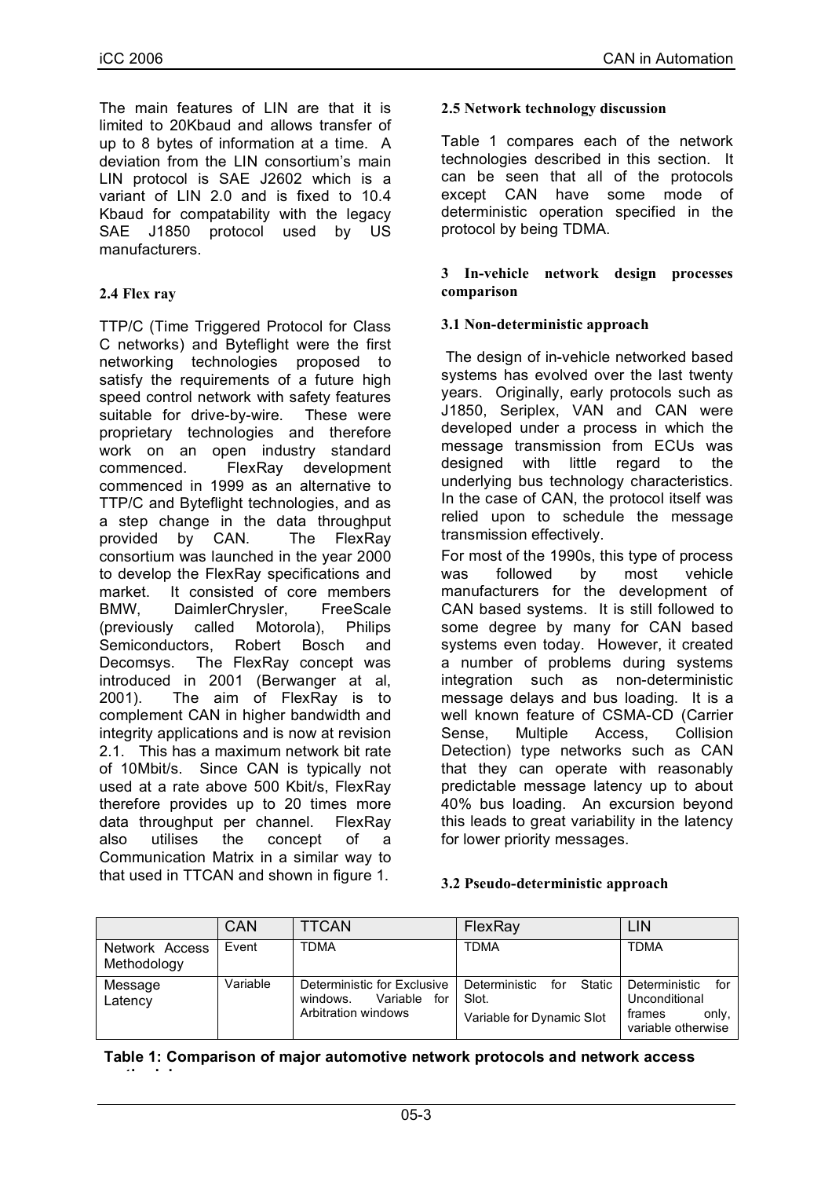The main features of LIN are that it is limited to 20Kbaud and allows transfer of up to 8 bytes of information at a time. A deviation from the LIN consortium's main LIN protocol is SAE J2602 which is a variant of LIN 2.0 and is fixed to 10.4 Kbaud for compatability with the legacy SAE J1850 protocol used by US manufacturers.

### 2.4 Flex ray

TTP/C (Time Triggered Protocol for Class C networks) and Byteflight were the first networking technologies proposed to satisfy the requirements of a future high speed control network with safety features suitable for drive-by-wire. These were proprietary technologies and therefore work on an open industry standard commenced. FlexRay development commenced in 1999 as an alternative to TTP/C and Byteflight technologies, and as a step change in the data throughput provided by CAN. The FlexRay consortium was launched in the year 2000 to develop the FlexRay specifications and market. It consisted of core members BMW, DaimlerChrysler, FreeScale (previously called Motorola), Philips Semiconductors, Robert Bosch and Decomsys. The FlexRay concept was introduced in 2001 (Berwanger at al, 2001). The aim of FlexRay is to complement CAN in higher bandwidth and integrity applications and is now at revision 2.1. This has a maximum network bit rate of 10Mbit/s. Since CAN is typically not used at a rate above 500 Kbit/s, FlexRay therefore provides up to 20 times more data throughput per channel. FlexRay also utilises the concept of a Communication Matrix in a similar way to that used in TTCAN and shown in figure 1.

### 2.5 Network technology discussion

Table 1 compares each of the network technologies described in this section. It can be seen that all of the protocols except CAN have some mode of deterministic operation specified in the protocol by being TDMA.

## 3 In-vehicle network design processes comparison

### 3.1 Non-deterministic approach

The design of in-vehicle networked based systems has evolved over the last twenty years. Originally, early protocols such as J1850, Seriplex, VAN and CAN were developed under a process in which the message transmission from ECUs was designed with little regard to the underlying bus technology characteristics. In the case of CAN, the protocol itself was relied upon to schedule the message transmission effectively.

For most of the 1990s, this type of process was followed by most vehicle manufacturers for the development of CAN based systems. It is still followed to some degree by many for CAN based systems even today. However, it created a number of problems during systems integration such as non-deterministic message delays and bus loading. It is a well known feature of CSMA-CD (Carrier Sense, Multiple Access, Collision Detection) type networks such as CAN that they can operate with reasonably predictable message latency up to about 40% bus loading. An excursion beyond this leads to great variability in the latency for lower priority messages.

### 3.2 Pseudo-deterministic approach

| | CAN | TTCAN | FlexRay | LIN |
|---|---|---|---|---|
| Network Access Methodology | Event | TDMA | TDMA | TDMA |
| Message Latency | Variable | Deterministic for Exclusive windows. Variable for Arbitration windows | Deterministic for Static Slot. Variable for Dynamic Slot | Deterministic for Unconditional frames only, variable otherwise |

**Table 1: Comparison of major automotive network protocols and network access methodology**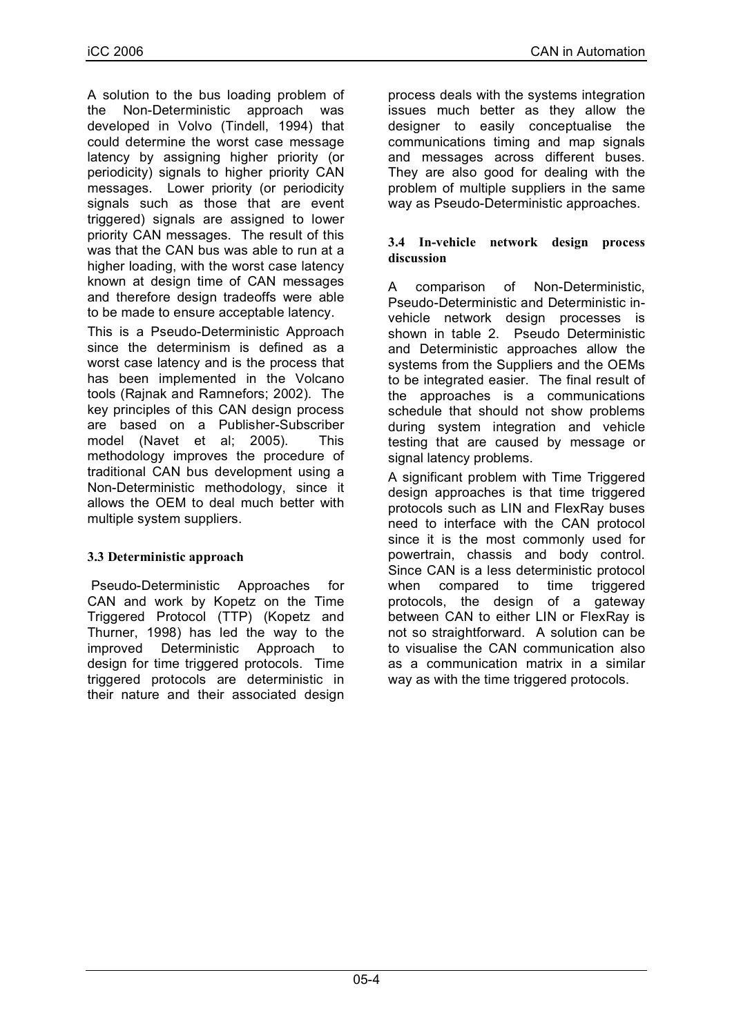A solution to the bus loading problem of the Non-Deterministic approach was developed in Volvo (Tindell, 1994) that could determine the worst case message latency by assigning higher priority (or periodicity) signals to higher priority CAN messages. Lower priority (or periodicity signals such as those that are event triggered) signals are assigned to lower priority CAN messages. The result of this was that the CAN bus was able to run at a higher loading, with the worst case latency known at design time of CAN messages and therefore design tradeoffs were able to be made to ensure acceptable latency.

This is a Pseudo-Deterministic Approach since the determinism is defined as a worst case latency and is the process that has been implemented in the Volcano tools (Rajnak and Ramnefors; 2002). The key principles of this CAN design process are based on a Publisher-Subscriber model (Navet et al; 2005). This methodology improves the procedure of traditional CAN bus development using a Non-Deterministic methodology, since it allows the OEM to deal much better with multiple system suppliers.

### 3.3 Deterministic approach

Pseudo-Deterministic Approaches for CAN and work by Kopetz on the Time Triggered Protocol (TTP) (Kopetz and Thurner, 1998) has led the way to the improved Deterministic Approach to design for time triggered protocols. Time triggered protocols are deterministic in their nature and their associated design process deals with the systems integration issues much better as they allow the designer to easily conceptualise the communications timing and map signals and messages across different buses. They are also good for dealing with the problem of multiple suppliers in the same way as Pseudo-Deterministic approaches.

### 3.4 In-vehicle network design process discussion

A comparison of Non-Deterministic, Pseudo-Deterministic and Deterministic in-vehicle network design processes is shown in table 2. Pseudo Deterministic and Deterministic approaches allow the systems from the Suppliers and the OEMs to be integrated easier. The final result of the approaches is a communications schedule that should not show problems during system integration and vehicle testing that are caused by message or signal latency problems.

A significant problem with Time Triggered design approaches is that time triggered protocols such as LIN and FlexRay buses need to interface with the CAN protocol since it is the most commonly used for powertrain, chassis and body control. Since CAN is a less deterministic protocol when compared to time triggered protocols, the design of a gateway between CAN to either LIN or FlexRay is not so straightforward. A solution can be to visualise the CAN communication also as a communication matrix in a similar way as with the time triggered protocols.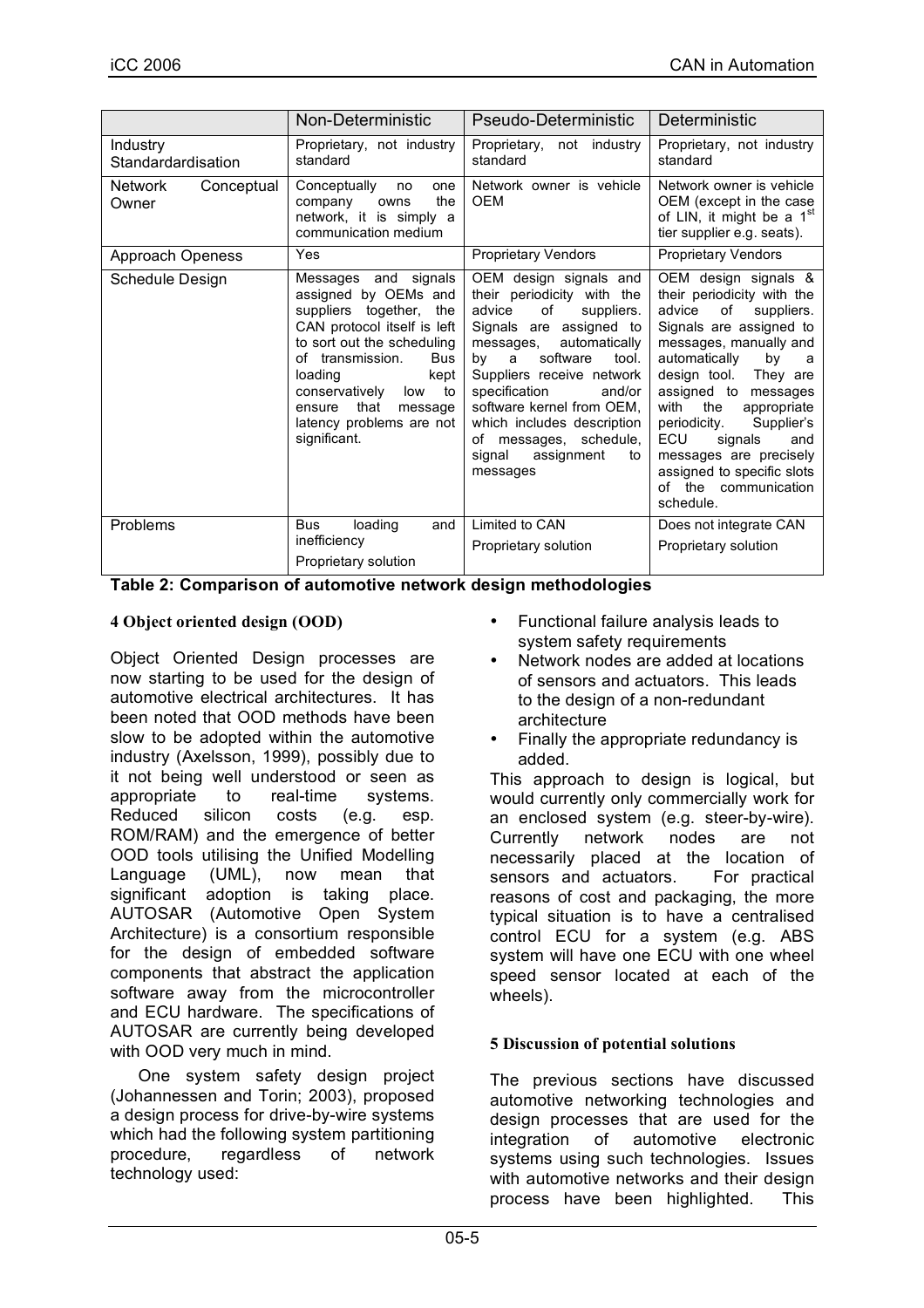| | Non-Deterministic | Pseudo-Deterministic | Deterministic |
|---|---|---|---|
| Industry Standardardisation | Proprietary, not industry standard | Proprietary, not industry standard | Proprietary, not industry standard |
| Network Conceptual Owner | Conceptually no one company owns the network, it is simply a communication medium | Network owner is vehicle OEM | Network owner is vehicle OEM (except in the case of LIN, it might be a 1[st] tier supplier e.g. seats). |
| Approach Openess | Yes | Proprietary Vendors | Proprietary Vendors |
| Schedule Design | Messages and signals assigned by OEMs and suppliers together, the CAN protocol itself is left to sort out the scheduling of transmission. Bus loading kept conservatively low to ensure that message latency problems are not significant. | OEM design signals and their periodicity with the advice of suppliers. Signals are assigned to messages, automatically by a software tool. Suppliers receive network specification and/or software kernel from OEM, which includes description of messages, schedule, signal assignment to messages | OEM design signals & their periodicity with the advice of suppliers. Signals are assigned to messages, manually and automatically by a design tool. They are assigned to messages with the appropriate periodicity. Supplier's ECU signals and messages are precisely assigned to specific slots of the communication schedule. |
| Problems | Bus loading and inefficiency<br>Proprietary solution | Limited to CAN<br>Proprietary solution | Does not integrate CAN<br>Proprietary solution |

**Table 2: Comparison of automotive network design methodologies**

## 4 Object oriented design (OOD)

Object Oriented Design processes are now starting to be used for the design of automotive electrical architectures. It has been noted that OOD methods have been slow to be adopted within the automotive industry (Axelsson, 1999), possibly due to it not being well understood or seen as appropriate to real-time systems. Reduced silicon costs (e.g. esp. ROM/RAM) and the emergence of better OOD tools utilising the Unified Modelling Language (UML), now mean that significant adoption is taking place. AUTOSAR (Automotive Open System Architecture) is a consortium responsible for the design of embedded software components that abstract the application software away from the microcontroller and ECU hardware. The specifications of AUTOSAR are currently being developed with OOD very much in mind.

One system safety design project (Johannessen and Torin; 2003), proposed a design process for drive-by-wire systems which had the following system partitioning procedure, regardless of network technology used:

- Functional failure analysis leads to system safety requirements
- Network nodes are added at locations of sensors and actuators. This leads to the design of a non-redundant architecture
- Finally the appropriate redundancy is added.

This approach to design is logical, but would currently only commercially work for an enclosed system (e.g. steer-by-wire). Currently network nodes are not necessarily placed at the location of sensors and actuators. For practical reasons of cost and packaging, the more typical situation is to have a centralised control ECU for a system (e.g. ABS system will have one ECU with one wheel speed sensor located at each of the wheels).

## 5 Discussion of potential solutions

The previous sections have discussed automotive networking technologies and design processes that are used for the integration of automotive electronic systems using such technologies. Issues with automotive networks and their design process have been highlighted. This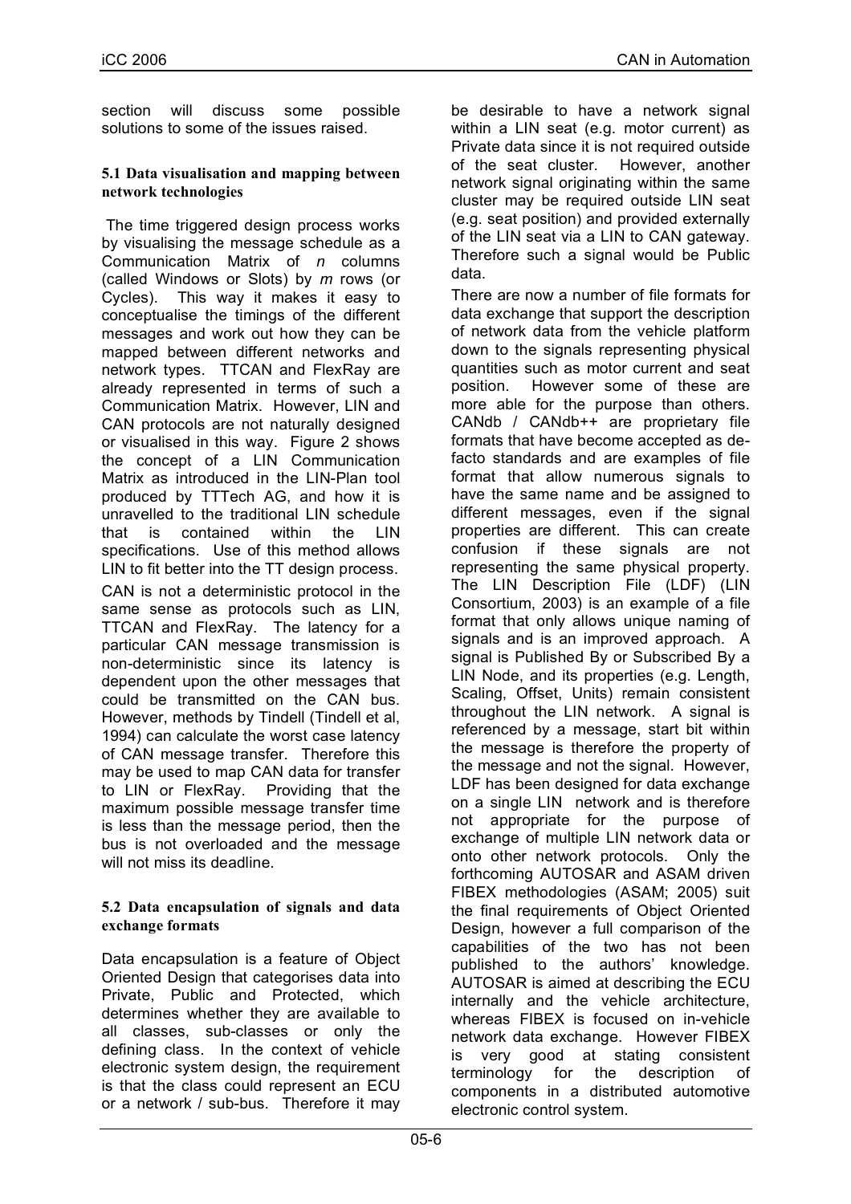section will discuss some possible solutions to some of the issues raised.

### 5.1 Data visualisation and mapping between network technologies

The time triggered design process works by visualising the message schedule as a Communication Matrix of *n* columns (called Windows or Slots) by *m* rows (or Cycles). This way it makes it easy to conceptualise the timings of the different messages and work out how they can be mapped between different networks and network types. TTCAN and FlexRay are already represented in terms of such a Communication Matrix. However, LIN and CAN protocols are not naturally designed or visualised in this way. Figure 2 shows the concept of a LIN Communication Matrix as introduced in the LIN-Plan tool produced by TTTech AG, and how it is unravelled to the traditional LIN schedule that is contained within the LIN specifications. Use of this method allows LIN to fit better into the TT design process.

CAN is not a deterministic protocol in the same sense as protocols such as LIN, TTCAN and FlexRay. The latency for a particular CAN message transmission is non-deterministic since its latency is dependent upon the other messages that could be transmitted on the CAN bus. However, methods by Tindell (Tindell et al, 1994) can calculate the worst case latency of CAN message transfer. Therefore this may be used to map CAN data for transfer to LIN or FlexRay. Providing that the maximum possible message transfer time is less than the message period, then the bus is not overloaded and the message will not miss its deadline.

### 5.2 Data encapsulation of signals and data exchange formats

Data encapsulation is a feature of Object Oriented Design that categorises data into Private, Public and Protected, which determines whether they are available to all classes, sub-classes or only the defining class. In the context of vehicle electronic system design, the requirement is that the class could represent an ECU or a network / sub-bus. Therefore it may be desirable to have a network signal within a LIN seat (e.g. motor current) as Private data since it is not required outside of the seat cluster. However, another network signal originating within the same cluster may be required outside LIN seat (e.g. seat position) and provided externally of the LIN seat via a LIN to CAN gateway. Therefore such a signal would be Public data.

There are now a number of file formats for data exchange that support the description of network data from the vehicle platform down to the signals representing physical quantities such as motor current and seat position. However some of these are more able for the purpose than others. CANdb / CANdb++ are proprietary file formats that have become accepted as de-facto standards and are examples of file format that allow numerous signals to have the same name and be assigned to different messages, even if the signal properties are different. This can create confusion if these signals are not representing the same physical property. The LIN Description File (LDF) (LIN Consortium, 2003) is an example of a file format that only allows unique naming of signals and is an improved approach. A signal is Published By or Subscribed By a LIN Node, and its properties (e.g. Length, Scaling, Offset, Units) remain consistent throughout the LIN network. A signal is referenced by a message, start bit within the message is therefore the property of the message and not the signal. However, LDF has been designed for data exchange on a single LIN network and is therefore not appropriate for the purpose of exchange of multiple LIN network data or onto other network protocols. Only the forthcoming AUTOSAR and ASAM driven FIBEX methodologies (ASAM; 2005) suit the final requirements of Object Oriented Design, however a full comparison of the capabilities of the two has not been published to the authors' knowledge. AUTOSAR is aimed at describing the ECU internally and the vehicle architecture, whereas FIBEX is focused on in-vehicle network data exchange. However FIBEX is very good at stating consistent terminology for the description of components in a distributed automotive electronic control system.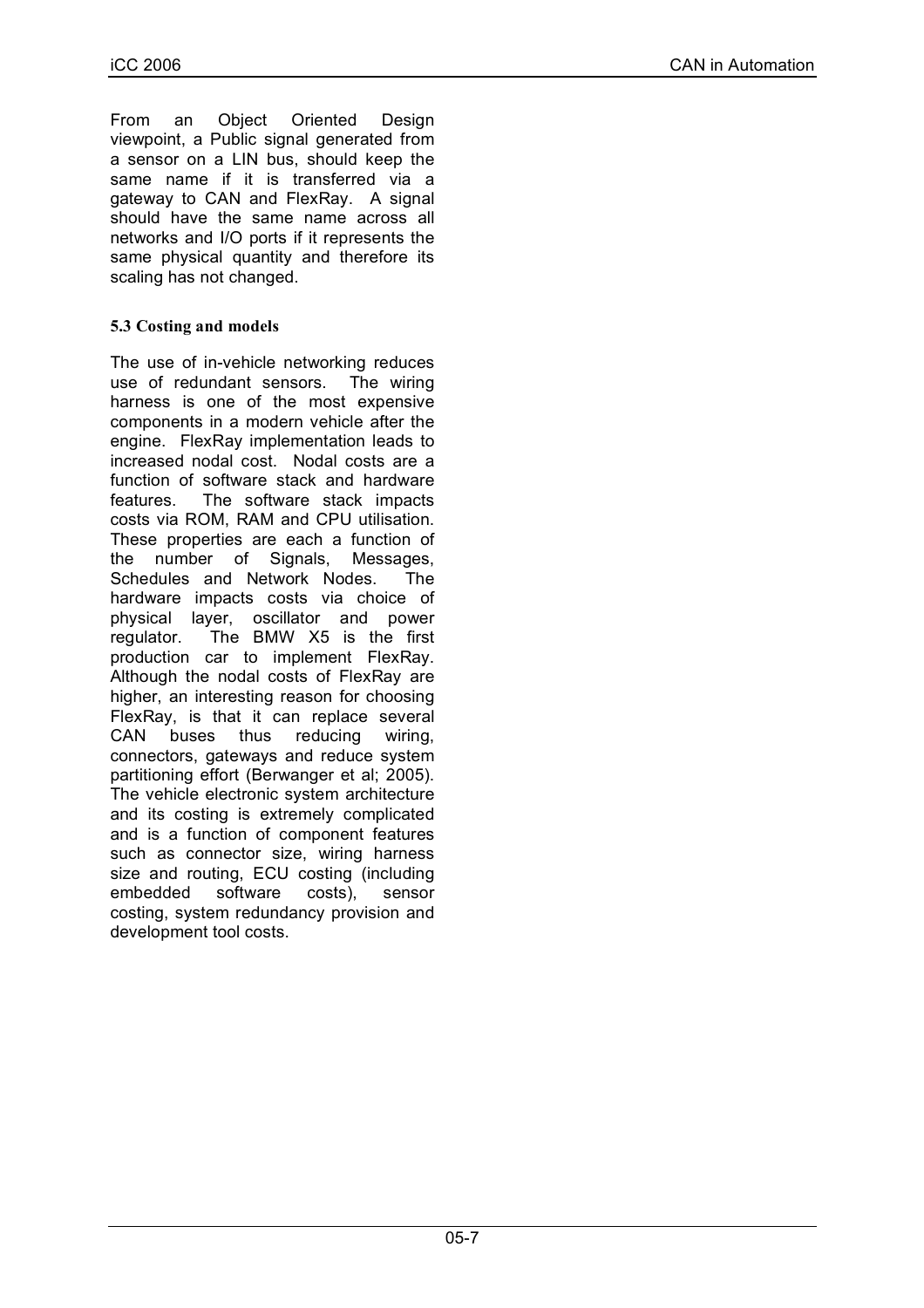From an Object Oriented Design viewpoint, a Public signal generated from a sensor on a LIN bus, should keep the same name if it is transferred via a gateway to CAN and FlexRay. A signal should have the same name across all networks and I/O ports if it represents the same physical quantity and therefore its scaling has not changed.

### 5.3 Costing and models

The use of in-vehicle networking reduces use of redundant sensors. The wiring harness is one of the most expensive components in a modern vehicle after the engine. FlexRay implementation leads to increased nodal cost. Nodal costs are a function of software stack and hardware features. The software stack impacts costs via ROM, RAM and CPU utilisation. These properties are each a function of the number of Signals, Messages, Schedules and Network Nodes. The hardware impacts costs via choice of physical layer, oscillator and power regulator. The BMW X5 is the first production car to implement FlexRay. Although the nodal costs of FlexRay are higher, an interesting reason for choosing FlexRay, is that it can replace several CAN buses thus reducing wiring, connectors, gateways and reduce system partitioning effort (Berwanger et al; 2005). The vehicle electronic system architecture and its costing is extremely complicated and is a function of component features such as connector size, wiring harness size and routing, ECU costing (including embedded software costs), sensor costing, system redundancy provision and development tool costs.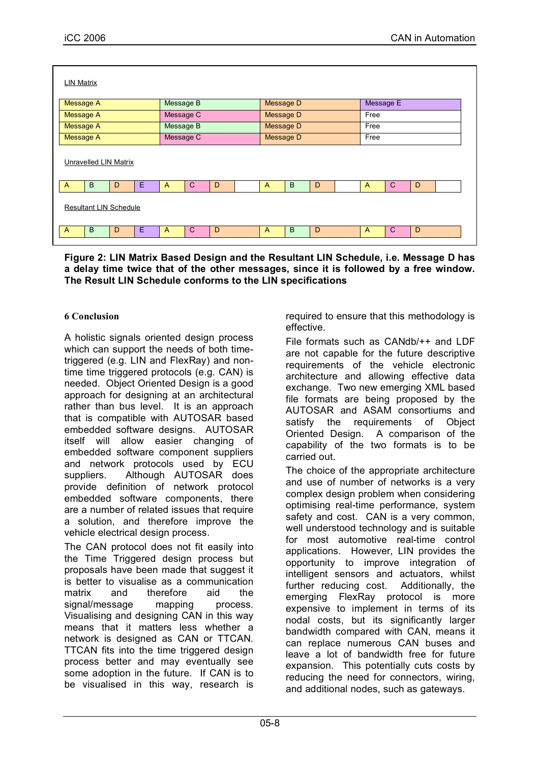LIN Matrix

| | | | |
|---|---|---|---|
| Message A | Message B | Message D | Message E |
| Message A | Message C | Message D | Free |
| Message A | Message B | Message D | Free |
| Message A | Message C | Message D | Free |

Unravelled LIN Matrix

| | | | | | | | | | | | | | | | |
|---|---|---|---|---|---|---|---|---|---|---|---|---|---|---|---|
| A | B | D | E | A | C | D | | A | B | D | | A | C | D | |

Resultant LIN Schedule

| | | | | | | | | | | | | | |
|---|---|---|---|---|---|---|---|---|---|---|---|---|---|
| A | B | D | E | A | C | D | | A | B | D | A | C | D |

**Figure 2: LIN Matrix Based Design and the Resultant LIN Schedule, i.e. Message D has a delay time twice that of the other messages, since it is followed by a free window. The Result LIN Schedule conforms to the LIN specifications**

## 6 Conclusion

A holistic signals oriented design process which can support the needs of both time-triggered (e.g. LIN and FlexRay) and non-time time triggered protocols (e.g. CAN) is needed. Object Oriented Design is a good approach for designing at an architectural rather than bus level. It is an approach that is compatible with AUTOSAR based embedded software designs. AUTOSAR itself will allow easier changing of embedded software component suppliers and network protocols used by ECU suppliers. Although AUTOSAR does provide definition of network protocol embedded software components, there are a number of related issues that require a solution, and therefore improve the vehicle electrical design process.

The CAN protocol does not fit easily into the Time Triggered design process but proposals have been made that suggest it is better to visualise as a communication matrix and therefore aid the signal/message mapping process. Visualising and designing CAN in this way means that it matters less whether a network is designed as CAN or TTCAN. TTCAN fits into the time triggered design process better and may eventually see some adoption in the future. If CAN is to be visualised in this way, research is required to ensure that this methodology is effective.

File formats such as CANdb/++ and LDF are not capable for the future descriptive requirements of the vehicle electronic architecture and allowing effective data exchange. Two new emerging XML based file formats are being proposed by the AUTOSAR and ASAM consortiums and satisfy the requirements of Object Oriented Design. A comparison of the capability of the two formats is to be carried out.

The choice of the appropriate architecture and use of number of networks is a very complex design problem when considering optimising real-time performance, system safety and cost. CAN is a very common, well understood technology and is suitable for most automotive real-time control applications. However, LIN provides the opportunity to improve integration of intelligent sensors and actuators, whilst further reducing cost. Additionally, the emerging FlexRay protocol is more expensive to implement in terms of its nodal costs, but its significantly larger bandwidth compared with CAN, means it can replace numerous CAN buses and leave a lot of bandwidth free for future expansion. This potentially cuts costs by reducing the need for connectors, wiring, and additional nodes, such as gateways.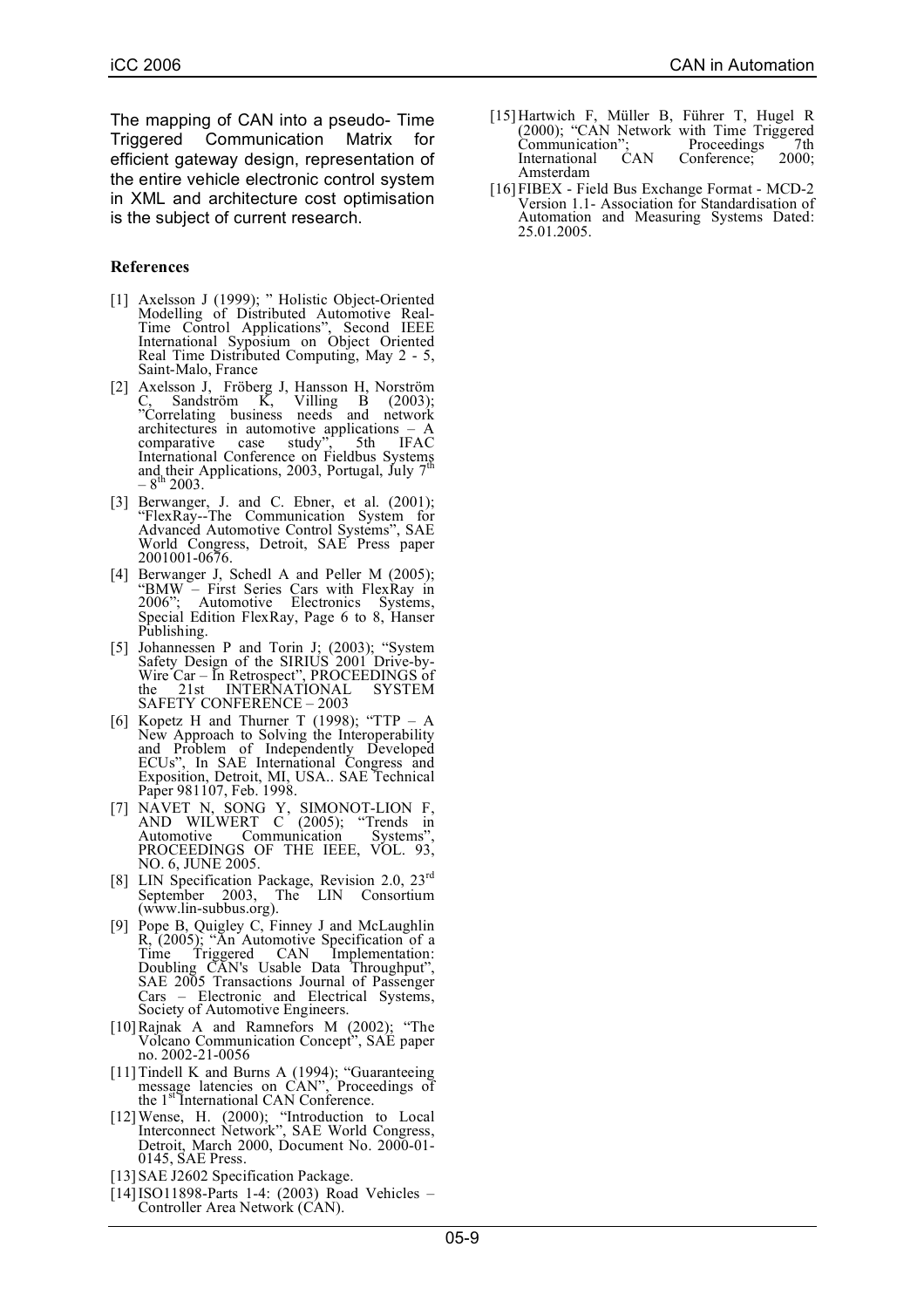The mapping of CAN into a pseudo- Time Triggered Communication Matrix for efficient gateway design, representation of the entire vehicle electronic control system in XML and architecture cost optimisation is the subject of current research.

## References

[1] Axelsson J (1999); " Holistic Object-Oriented Modelling of Distributed Automotive Real-Time Control Applications", Second IEEE International Syposium on Object Oriented Real Time Distributed Computing, May 2 - 5, Saint-Malo, France

[2] Axelsson J, Fröberg J, Hansson H, Norström C, Sandström K, Villing B (2003); "Correlating business needs and network architectures in automotive applications – A comparative case study", 5th IFAC International Conference on Fieldbus Systems and their Applications, 2003, Portugal, July 7th – 8th 2003.

[3] Berwanger, J. and C. Ebner, et al. (2001); "FlexRay--The Communication System for Advanced Automotive Control Systems", SAE World Congress, Detroit, SAE Press paper 2001001-0676.

[4] Berwanger J, Schedl A and Peller M (2005); "BMW – First Series Cars with FlexRay in 2006"; Automotive Electronics Systems, Special Edition FlexRay, Page 6 to 8, Hanser Publishing.

[5] Johannessen P and Torin J; (2003); "System Safety Design of the SIRIUS 2001 Drive-by-Wire Car – In Retrospect", PROCEEDINGS of the 21st INTERNATIONAL SYSTEM SAFETY CONFERENCE – 2003

[6] Kopetz H and Thurner T (1998); "TTP – A New Approach to Solving the Interoperability and Problem of Independently Developed ECUs", In SAE International Congress and Exposition, Detroit, MI, USA.. SAE Technical Paper 981107, Feb. 1998.

[7] NAVET N, SONG Y, SIMONOT-LION F, AND WILWERT C (2005); "Trends in Automotive Communication Systems", PROCEEDINGS OF THE IEEE, VOL. 93, NO. 6, JUNE 2005.

[8] LIN Specification Package, Revision 2.0, 23rd September 2003, The LIN Consortium (www.lin-subbus.org).

[9] Pope B, Quigley C, Finney J and McLaughlin R, (2005); "An Automotive Specification of a Time Triggered CAN Implementation: Doubling CAN's Usable Data Throughput", SAE 2005 Transactions Journal of Passenger Cars – Electronic and Electrical Systems, Society of Automotive Engineers.

[10] Rajnak A and Ramnefors M (2002); "The Volcano Communication Concept", SAE paper no. 2002-21-0056

[11] Tindell K and Burns A (1994); "Guaranteeing message latencies on CAN", Proceedings of the 1st International CAN Conference.

[12] Wense, H. (2000); "Introduction to Local Interconnect Network", SAE World Congress, Detroit, March 2000, Document No. 2000-01-0145, SAE Press.

[13] SAE J2602 Specification Package.

[14] ISO11898-Parts 1-4: (2003) Road Vehicles – Controller Area Network (CAN).

[15] Hartwich F, Müller B, Führer T, Hugel R (2000); "CAN Network with Time Triggered Communication"; Proceedings 7th International CAN Conference; 2000; Amsterdam

[16] FIBEX - Field Bus Exchange Format - MCD-2 Version 1.1- Association for Standardisation of Automation and Measuring Systems Dated: 25.01.2005.